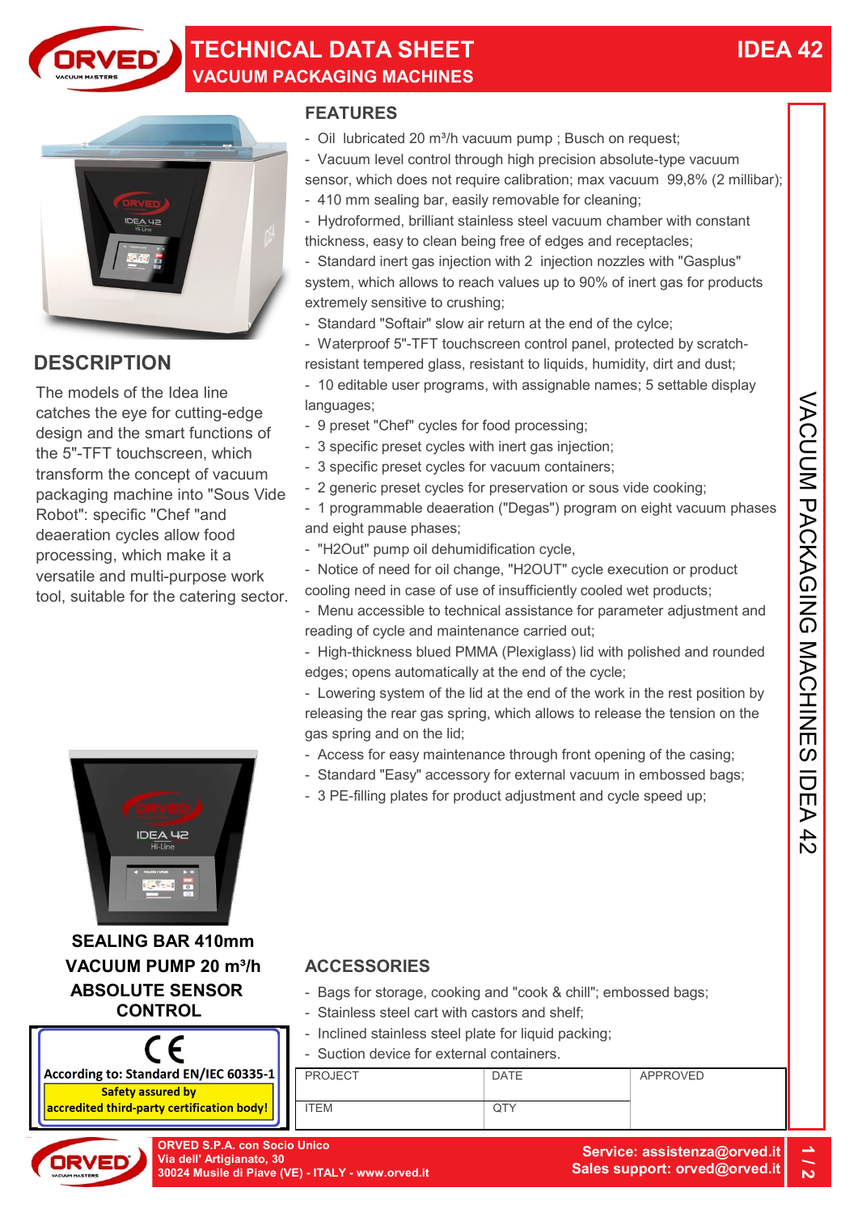# TECHNICAL DATA SHEET

## VACUUM PACKAGING MACHINES

# IDEA 42

## DESCRIPTION

The models of the Idea line catches the eye for cutting-edge design and the smart functions of the 5"-TFT touchscreen, which transform the concept of vacuum packaging machine into "Sous Vide Robot": specific "Chef "and deaeration cycles allow food processing, which make it a versatile and multi-purpose work tool, suitable for the catering sector.

## FEATURES

- Oil lubricated 20 m³/h vacuum pump ; Busch on request;
- Vacuum level control through high precision absolute-type vacuum sensor, which does not require calibration; max vacuum 99,8% (2 millibar);
- 410 mm sealing bar, easily removable for cleaning;
- Hydroformed, brilliant stainless steel vacuum chamber with constant thickness, easy to clean being free of edges and receptacles;
- Standard inert gas injection with 2 injection nozzles with "Gasplus" system, which allows to reach values up to 90% of inert gas for products extremely sensitive to crushing;
- Standard "Softair" slow air return at the end of the cylce;
- Waterproof 5"-TFT touchscreen control panel, protected by scratch-resistant tempered glass, resistant to liquids, humidity, dirt and dust;
- 10 editable user programs, with assignable names; 5 settable display languages;
- 9 preset "Chef" cycles for food processing;
- 3 specific preset cycles with inert gas injection;
- 3 specific preset cycles for vacuum containers;
- 2 generic preset cycles for preservation or sous vide cooking;
- 1 programmable deaeration ("Degas") program on eight vacuum phases and eight pause phases;
- "H2Out" pump oil dehumidification cycle,
- Notice of need for oil change, "H2OUT" cycle execution or product cooling need in case of use of insufficiently cooled wet products;
- Menu accessible to technical assistance for parameter adjustment and reading of cycle and maintenance carried out;
- High-thickness blued PMMA (Plexiglass) lid with polished and rounded edges; opens automatically at the end of the cycle;
- Lowering system of the lid at the end of the work in the rest position by releasing the rear gas spring, which allows to release the tension on the gas spring and on the lid;
- Access for easy maintenance through front opening of the casing;
- Standard "Easy" accessory for external vacuum in embossed bags;
- 3 PE-filling plates for product adjustment and cycle speed up;

**SEALING BAR 410mm**
**VACUUM PUMP 20 m³/h**
**ABSOLUTE SENSOR CONTROL**

CE
According to: Standard EN/IEC 60335-1
**Safety assured by accredited third-party certification body!**

## ACCESSORIES

- Bags for storage, cooking and "cook & chill"; embossed bags;
- Stainless steel cart with castors and shelf;
- Inclined stainless steel plate for liquid packing;
- Suction device for external containers.

| PROJECT | DATE | APPROVED |
|---|---|---|
| ITEM | QTY | |

VACUUM PACKAGING MACHINES IDEA 42

ORVED S.P.A. con Socio Unico
Via dell' Artigianato, 30
30024 Musile di Piave (VE) - ITALY - www.orved.it

Service: assistenza@orved.it
Sales support: orved@orved.it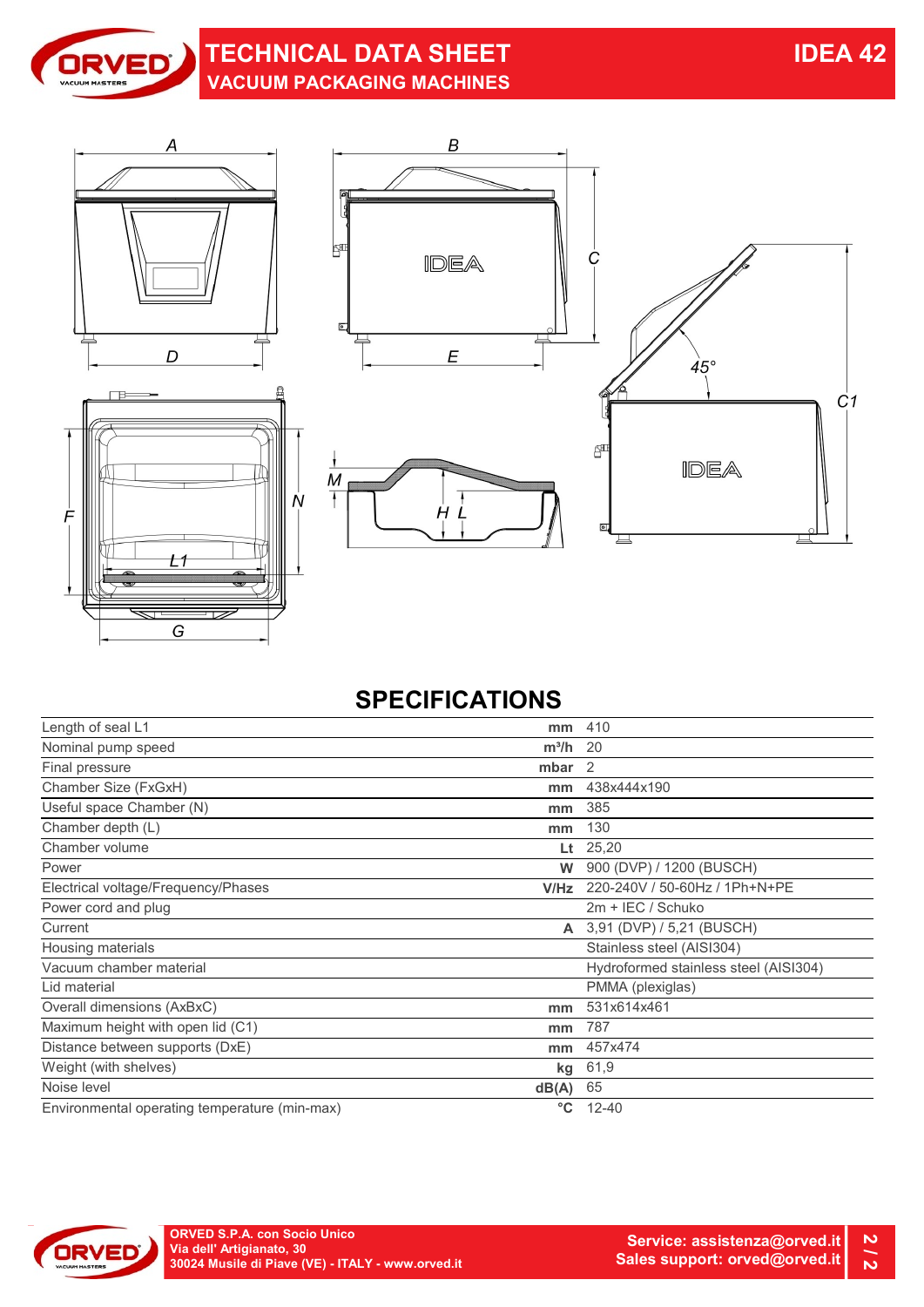# TECHNICAL DATA SHEET

## VACUUM PACKAGING MACHINES

## IDEA 42

A

B

C

D

E

45°

C1

IDEA

F

N

M

H L

L1

G

## SPECIFICATIONS

| | | |
|---|---|---|
| Length of seal L1 | **mm** | 410 |
| Nominal pump speed | **m³/h** | 20 |
| Final pressure | **mbar** | 2 |
| Chamber Size (FxGxH) | **mm** | 438x444x190 |
| Useful space Chamber (N) | **mm** | 385 |
| Chamber depth (L) | **mm** | 130 |
| Chamber volume | **Lt** | 25,20 |
| Power | **W** | 900 (DVP) / 1200 (BUSCH) |
| Electrical voltage/Frequency/Phases | **V/Hz** | 220-240V / 50-60Hz / 1Ph+N+PE |
| Power cord and plug | | 2m + IEC / Schuko |
| Current | **A** | 3,91 (DVP) / 5,21 (BUSCH) |
| Housing materials | | Stainless steel (AISI304) |
| Vacuum chamber material | | Hydroformed stainless steel (AISI304) |
| Lid material | | PMMA (plexiglas) |
| Overall dimensions (AxBxC) | **mm** | 531x614x461 |
| Maximum height with open lid (C1) | **mm** | 787 |
| Distance between supports (DxE) | **mm** | 457x474 |
| Weight (with shelves) | **kg** | 61,9 |
| Noise level | **dB(A)** | 65 |
| Environmental operating temperature (min-max) | **°C** | 12-40 |

**ORVED S.P.A. con Socio Unico**
**Via dell' Artigianato, 30**
**30024 Musile di Piave (VE) - ITALY - www.orved.it**

**Service: assistenza@orved.it**
**Sales support: orved@orved.it**